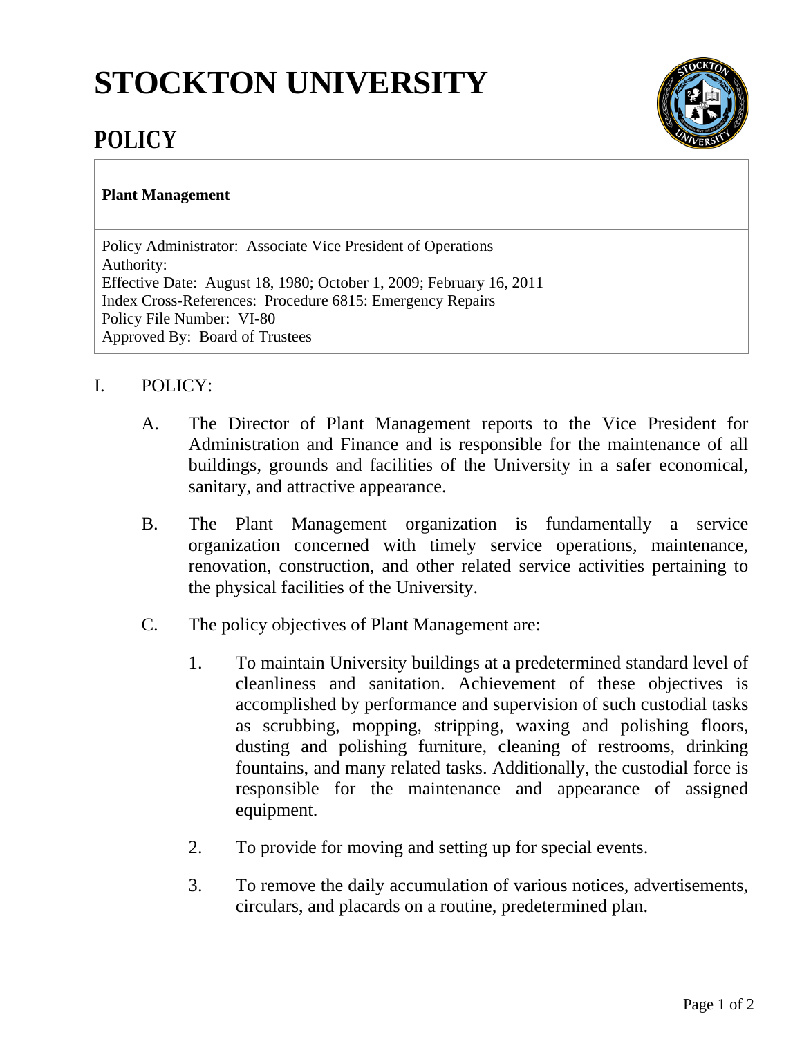# STOCKTON UNIVERSITY

## POLICY

**Plant Management**

Policy Administrator: Associate Vice President of Operations
Authority:
Effective Date: August 18, 1980; October 1, 2009; February 16, 2011
Index Cross-References: Procedure 6815: Emergency Repairs
Policy File Number: VI-80
Approved By: Board of Trustees

I. POLICY:

A. The Director of Plant Management reports to the Vice President for Administration and Finance and is responsible for the maintenance of all buildings, grounds and facilities of the University in a safer economical, sanitary, and attractive appearance.

B. The Plant Management organization is fundamentally a service organization concerned with timely service operations, maintenance, renovation, construction, and other related service activities pertaining to the physical facilities of the University.

C. The policy objectives of Plant Management are:

1. To maintain University buildings at a predetermined standard level of cleanliness and sanitation. Achievement of these objectives is accomplished by performance and supervision of such custodial tasks as scrubbing, mopping, stripping, waxing and polishing floors, dusting and polishing furniture, cleaning of restrooms, drinking fountains, and many related tasks. Additionally, the custodial force is responsible for the maintenance and appearance of assigned equipment.

2. To provide for moving and setting up for special events.

3. To remove the daily accumulation of various notices, advertisements, circulars, and placards on a routine, predetermined plan.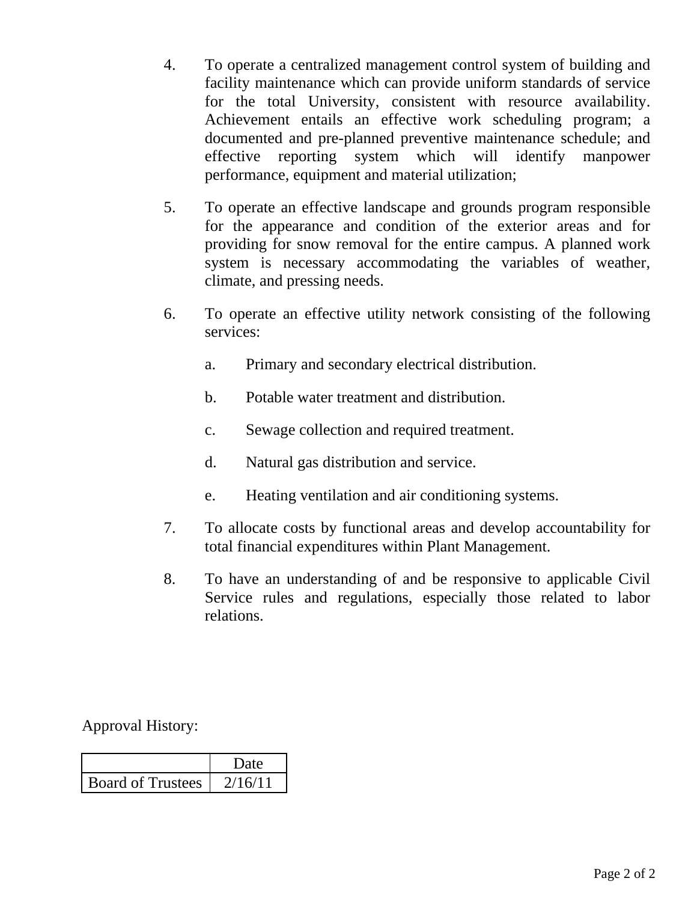4. To operate a centralized management control system of building and facility maintenance which can provide uniform standards of service for the total University, consistent with resource availability. Achievement entails an effective work scheduling program; a documented and pre-planned preventive maintenance schedule; and effective reporting system which will identify manpower performance, equipment and material utilization;

5. To operate an effective landscape and grounds program responsible for the appearance and condition of the exterior areas and for providing for snow removal for the entire campus. A planned work system is necessary accommodating the variables of weather, climate, and pressing needs.

6. To operate an effective utility network consisting of the following services:

   a. Primary and secondary electrical distribution.

   b. Potable water treatment and distribution.

   c. Sewage collection and required treatment.

   d. Natural gas distribution and service.

   e. Heating ventilation and air conditioning systems.

7. To allocate costs by functional areas and develop accountability for total financial expenditures within Plant Management.

8. To have an understanding of and be responsive to applicable Civil Service rules and regulations, especially those related to labor relations.

Approval History:

| | Date |
|---|---|
| Board of Trustees | 2/16/11 |